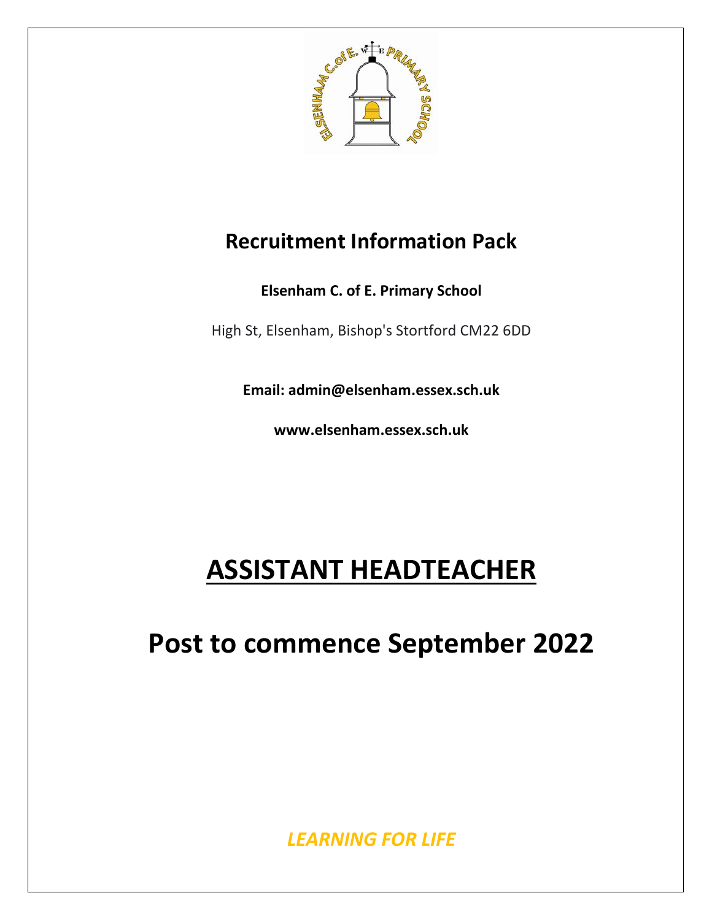# Recruitment Information Pack

**Elsenham C. of E. Primary School**

High St, Elsenham, Bishop's Stortford CM22 6DD

**Email: admin@elsenham.essex.sch.uk**

**www.elsenham.essex.sch.uk**

# ASSISTANT HEADTEACHER

# Post to commence September 2022

***LEARNING FOR LIFE***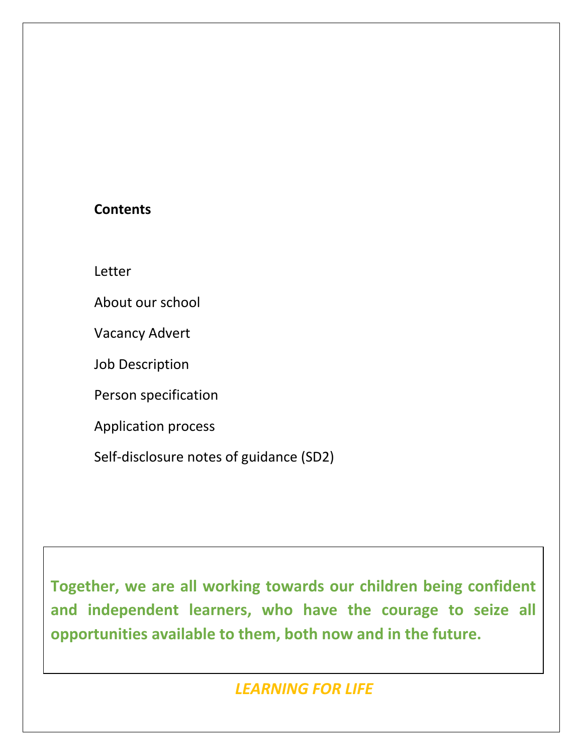**Contents**

Letter

About our school

Vacancy Advert

Job Description

Person specification

Application process

Self-disclosure notes of guidance (SD2)

**Together, we are all working towards our children being confident and independent learners, who have the courage to seize all opportunities available to them, both now and in the future.**

***LEARNING FOR LIFE***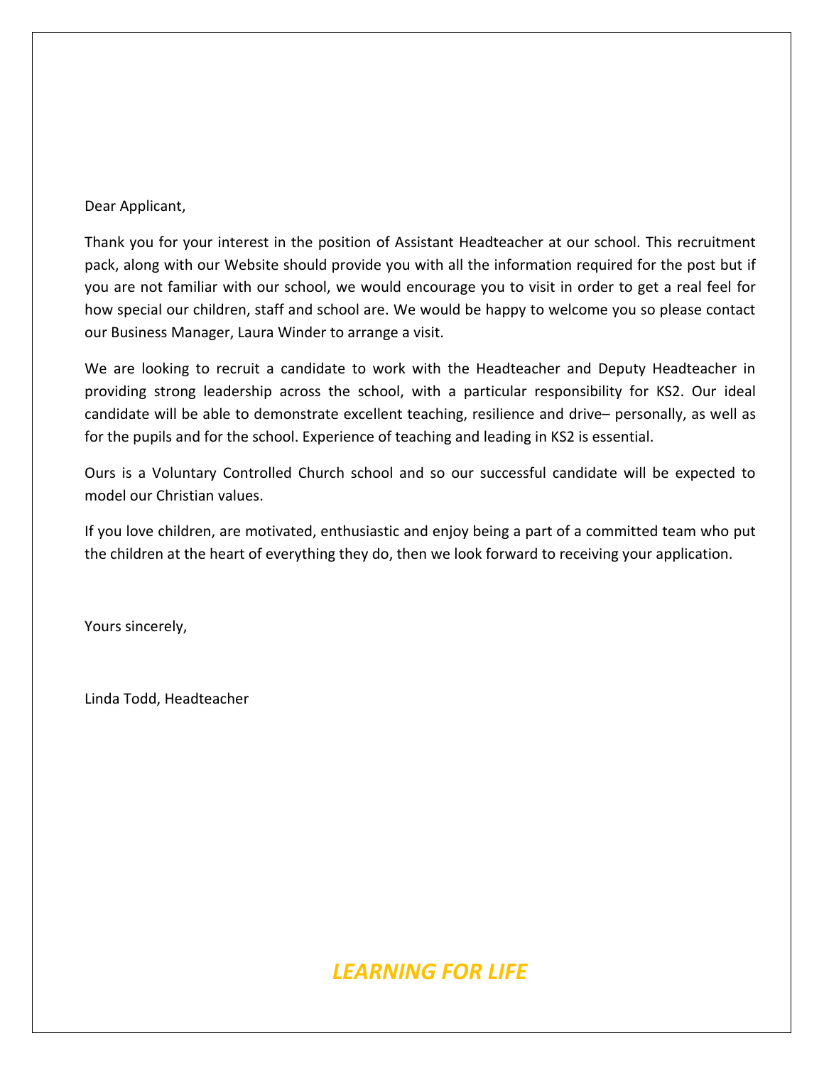Dear Applicant,

Thank you for your interest in the position of Assistant Headteacher at our school. This recruitment pack, along with our Website should provide you with all the information required for the post but if you are not familiar with our school, we would encourage you to visit in order to get a real feel for how special our children, staff and school are. We would be happy to welcome you so please contact our Business Manager, Laura Winder to arrange a visit.

We are looking to recruit a candidate to work with the Headteacher and Deputy Headteacher in providing strong leadership across the school, with a particular responsibility for KS2. Our ideal candidate will be able to demonstrate excellent teaching, resilience and drive– personally, as well as for the pupils and for the school. Experience of teaching and leading in KS2 is essential.

Ours is a Voluntary Controlled Church school and so our successful candidate will be expected to model our Christian values.

If you love children, are motivated, enthusiastic and enjoy being a part of a committed team who put the children at the heart of everything they do, then we look forward to receiving your application.

Yours sincerely,

Linda Todd, Headteacher

***LEARNING FOR LIFE***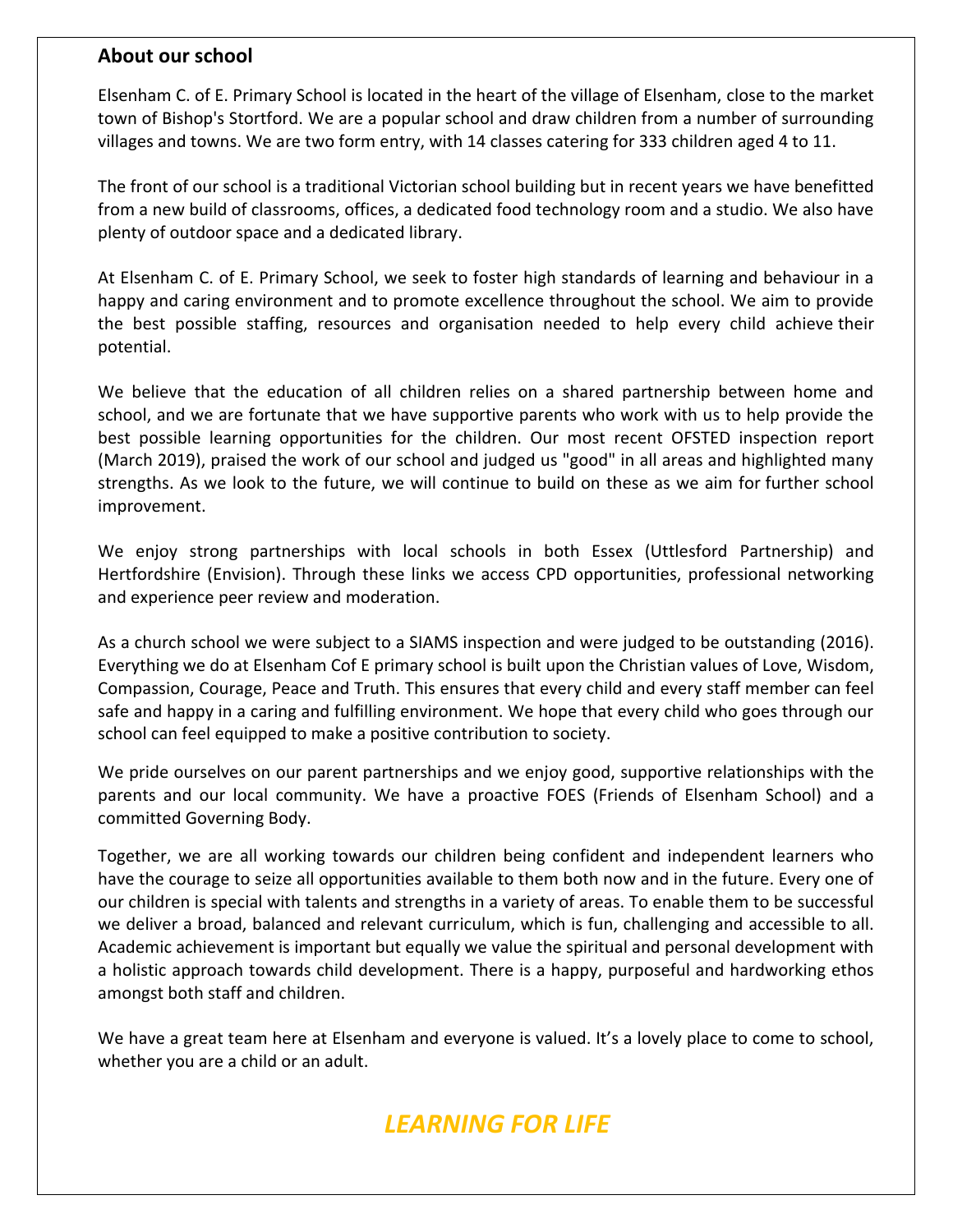## About our school

Elsenham C. of E. Primary School is located in the heart of the village of Elsenham, close to the market town of Bishop's Stortford. We are a popular school and draw children from a number of surrounding villages and towns. We are two form entry, with 14 classes catering for 333 children aged 4 to 11.

The front of our school is a traditional Victorian school building but in recent years we have benefitted from a new build of classrooms, offices, a dedicated food technology room and a studio. We also have plenty of outdoor space and a dedicated library.

At Elsenham C. of E. Primary School, we seek to foster high standards of learning and behaviour in a happy and caring environment and to promote excellence throughout the school. We aim to provide the best possible staffing, resources and organisation needed to help every child achieve their potential.

We believe that the education of all children relies on a shared partnership between home and school, and we are fortunate that we have supportive parents who work with us to help provide the best possible learning opportunities for the children. Our most recent OFSTED inspection report (March 2019), praised the work of our school and judged us "good" in all areas and highlighted many strengths. As we look to the future, we will continue to build on these as we aim for further school improvement.

We enjoy strong partnerships with local schools in both Essex (Uttlesford Partnership) and Hertfordshire (Envision). Through these links we access CPD opportunities, professional networking and experience peer review and moderation.

As a church school we were subject to a SIAMS inspection and were judged to be outstanding (2016). Everything we do at Elsenham Cof E primary school is built upon the Christian values of Love, Wisdom, Compassion, Courage, Peace and Truth. This ensures that every child and every staff member can feel safe and happy in a caring and fulfilling environment. We hope that every child who goes through our school can feel equipped to make a positive contribution to society.

We pride ourselves on our parent partnerships and we enjoy good, supportive relationships with the parents and our local community. We have a proactive FOES (Friends of Elsenham School) and a committed Governing Body.

Together, we are all working towards our children being confident and independent learners who have the courage to seize all opportunities available to them both now and in the future. Every one of our children is special with talents and strengths in a variety of areas. To enable them to be successful we deliver a broad, balanced and relevant curriculum, which is fun, challenging and accessible to all. Academic achievement is important but equally we value the spiritual and personal development with a holistic approach towards child development. There is a happy, purposeful and hardworking ethos amongst both staff and children.

We have a great team here at Elsenham and everyone is valued. It's a lovely place to come to school, whether you are a child or an adult.

***LEARNING FOR LIFE***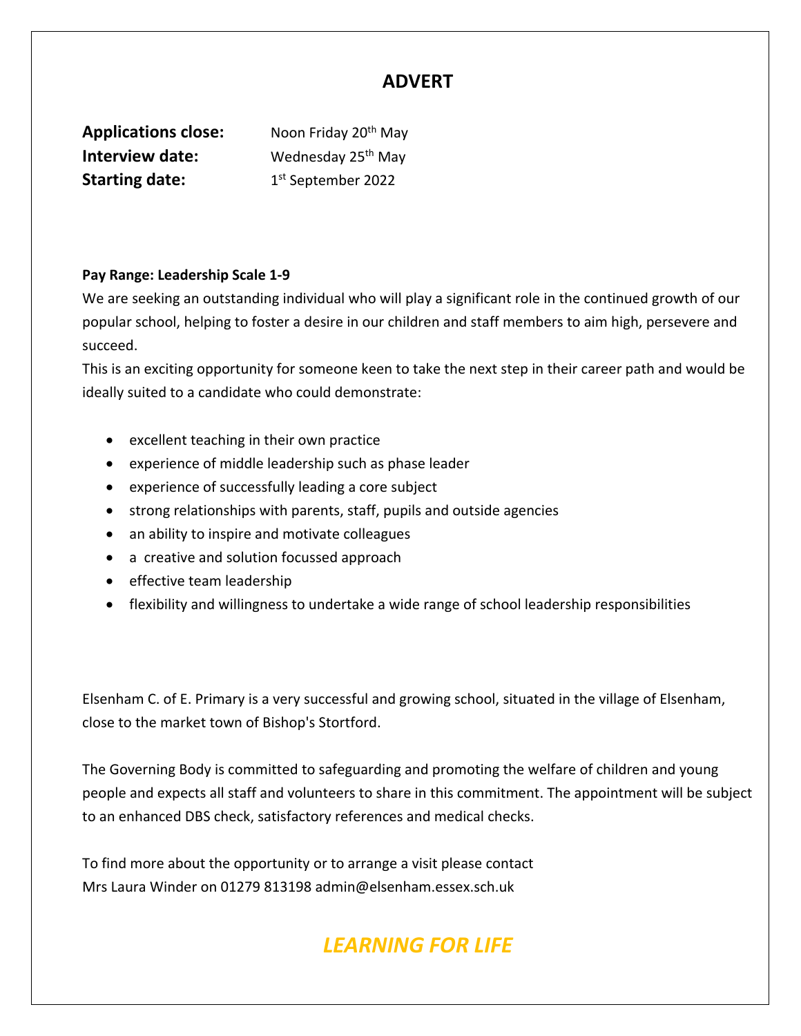# ADVERT

**Applications close:** Noon Friday 20th May
**Interview date:** Wednesday 25th May
**Starting date:** 1st September 2022

**Pay Range: Leadership Scale 1-9**

We are seeking an outstanding individual who will play a significant role in the continued growth of our popular school, helping to foster a desire in our children and staff members to aim high, persevere and succeed.

This is an exciting opportunity for someone keen to take the next step in their career path and would be ideally suited to a candidate who could demonstrate:

- excellent teaching in their own practice
- experience of middle leadership such as phase leader
- experience of successfully leading a core subject
- strong relationships with parents, staff, pupils and outside agencies
- an ability to inspire and motivate colleagues
- a creative and solution focussed approach
- effective team leadership
- flexibility and willingness to undertake a wide range of school leadership responsibilities

Elsenham C. of E. Primary is a very successful and growing school, situated in the village of Elsenham, close to the market town of Bishop's Stortford.

The Governing Body is committed to safeguarding and promoting the welfare of children and young people and expects all staff and volunteers to share in this commitment. The appointment will be subject to an enhanced DBS check, satisfactory references and medical checks.

To find more about the opportunity or to arrange a visit please contact
Mrs Laura Winder on 01279 813198 admin@elsenham.essex.sch.uk

***LEARNING FOR LIFE***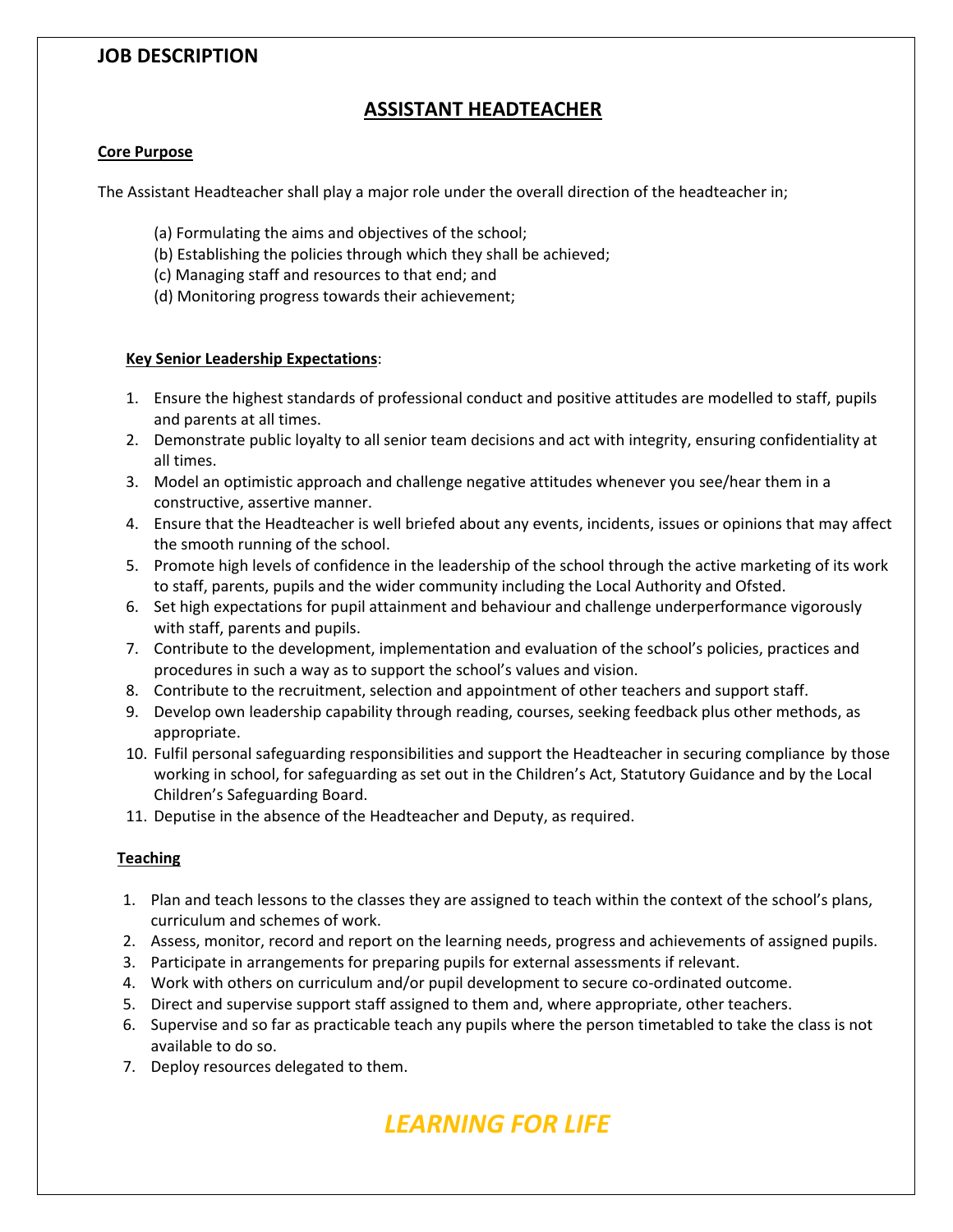## JOB DESCRIPTION

# ASSISTANT HEADTEACHER

### Core Purpose

The Assistant Headteacher shall play a major role under the overall direction of the headteacher in;

(a) Formulating the aims and objectives of the school;
(b) Establishing the policies through which they shall be achieved;
(c) Managing staff and resources to that end; and
(d) Monitoring progress towards their achievement;

### Key Senior Leadership Expectations:

1. Ensure the highest standards of professional conduct and positive attitudes are modelled to staff, pupils and parents at all times.
2. Demonstrate public loyalty to all senior team decisions and act with integrity, ensuring confidentiality at all times.
3. Model an optimistic approach and challenge negative attitudes whenever you see/hear them in a constructive, assertive manner.
4. Ensure that the Headteacher is well briefed about any events, incidents, issues or opinions that may affect the smooth running of the school.
5. Promote high levels of confidence in the leadership of the school through the active marketing of its work to staff, parents, pupils and the wider community including the Local Authority and Ofsted.
6. Set high expectations for pupil attainment and behaviour and challenge underperformance vigorously with staff, parents and pupils.
7. Contribute to the development, implementation and evaluation of the school's policies, practices and procedures in such a way as to support the school's values and vision.
8. Contribute to the recruitment, selection and appointment of other teachers and support staff.
9. Develop own leadership capability through reading, courses, seeking feedback plus other methods, as appropriate.
10. Fulfil personal safeguarding responsibilities and support the Headteacher in securing compliance by those working in school, for safeguarding as set out in the Children's Act, Statutory Guidance and by the Local Children's Safeguarding Board.
11. Deputise in the absence of the Headteacher and Deputy, as required.

### Teaching

1. Plan and teach lessons to the classes they are assigned to teach within the context of the school's plans, curriculum and schemes of work.
2. Assess, monitor, record and report on the learning needs, progress and achievements of assigned pupils.
3. Participate in arrangements for preparing pupils for external assessments if relevant.
4. Work with others on curriculum and/or pupil development to secure co-ordinated outcome.
5. Direct and supervise support staff assigned to them and, where appropriate, other teachers.
6. Supervise and so far as practicable teach any pupils where the person timetabled to take the class is not available to do so.
7. Deploy resources delegated to them.

***LEARNING FOR LIFE***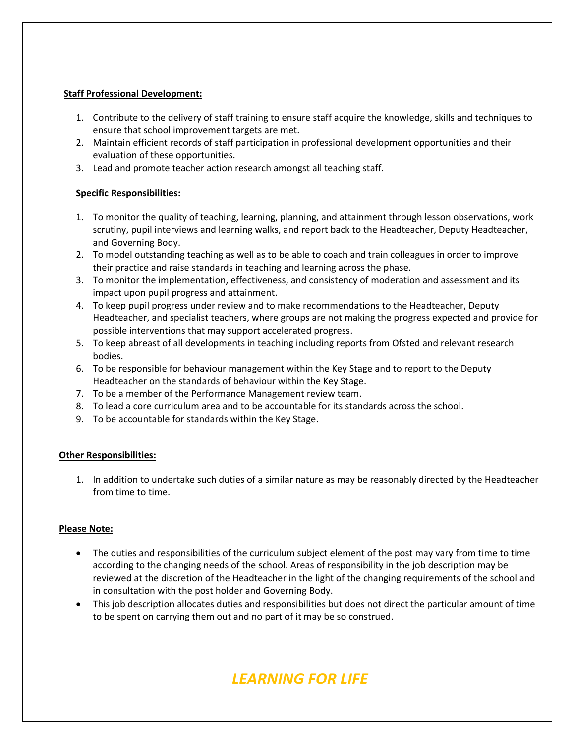**Staff Professional Development:**

1. Contribute to the delivery of staff training to ensure staff acquire the knowledge, skills and techniques to ensure that school improvement targets are met.
2. Maintain efficient records of staff participation in professional development opportunities and their evaluation of these opportunities.
3. Lead and promote teacher action research amongst all teaching staff.

**Specific Responsibilities:**

1. To monitor the quality of teaching, learning, planning, and attainment through lesson observations, work scrutiny, pupil interviews and learning walks, and report back to the Headteacher, Deputy Headteacher, and Governing Body.
2. To model outstanding teaching as well as to be able to coach and train colleagues in order to improve their practice and raise standards in teaching and learning across the phase.
3. To monitor the implementation, effectiveness, and consistency of moderation and assessment and its impact upon pupil progress and attainment.
4. To keep pupil progress under review and to make recommendations to the Headteacher, Deputy Headteacher, and specialist teachers, where groups are not making the progress expected and provide for possible interventions that may support accelerated progress.
5. To keep abreast of all developments in teaching including reports from Ofsted and relevant research bodies.
6. To be responsible for behaviour management within the Key Stage and to report to the Deputy Headteacher on the standards of behaviour within the Key Stage.
7. To be a member of the Performance Management review team.
8. To lead a core curriculum area and to be accountable for its standards across the school.
9. To be accountable for standards within the Key Stage.

**Other Responsibilities:**

1. In addition to undertake such duties of a similar nature as may be reasonably directed by the Headteacher from time to time.

**Please Note:**

- The duties and responsibilities of the curriculum subject element of the post may vary from time to time according to the changing needs of the school. Areas of responsibility in the job description may be reviewed at the discretion of the Headteacher in the light of the changing requirements of the school and in consultation with the post holder and Governing Body.
- This job description allocates duties and responsibilities but does not direct the particular amount of time to be spent on carrying them out and no part of it may be so construed.

*LEARNING FOR LIFE*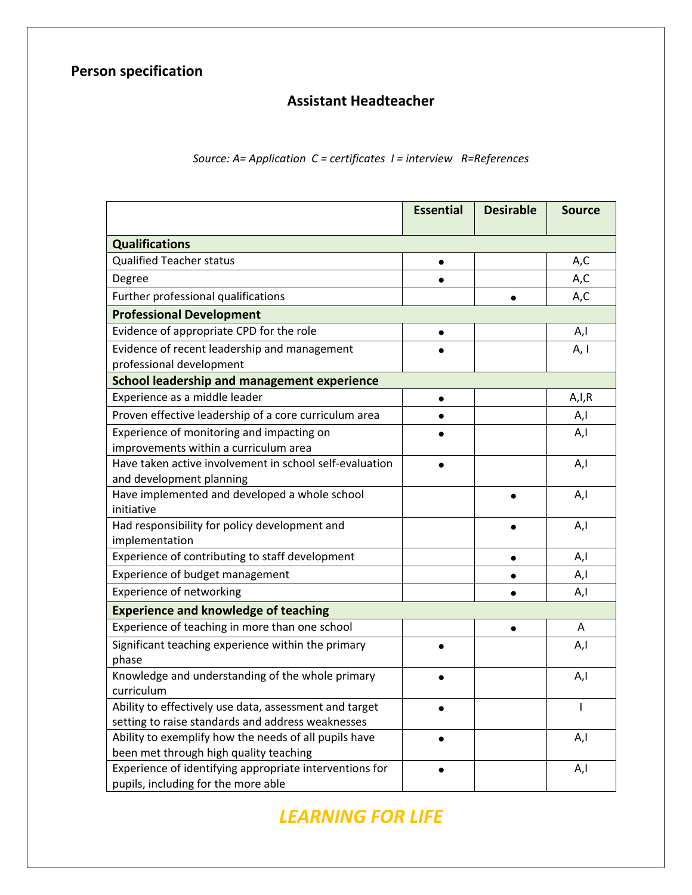**Person specification**

## Assistant Headteacher

*Source: A= Application C = certificates I = interview R=References*

| | Essential | Desirable | Source |
|---|---|---|---|
| **Qualifications** | | | |
| Qualified Teacher status | • | | A,C |
| Degree | • | | A,C |
| Further professional qualifications | | • | A,C |
| **Professional Development** | | | |
| Evidence of appropriate CPD for the role | • | | A,I |
| Evidence of recent leadership and management professional development | • | | A, I |
| **School leadership and management experience** | | | |
| Experience as a middle leader | • | | A,I,R |
| Proven effective leadership of a core curriculum area | • | | A,I |
| Experience of monitoring and impacting on improvements within a curriculum area | • | | A,I |
| Have taken active involvement in school self-evaluation and development planning | • | | A,I |
| Have implemented and developed a whole school initiative | | • | A,I |
| Had responsibility for policy development and implementation | | • | A,I |
| Experience of contributing to staff development | | • | A,I |
| Experience of budget management | | • | A,I |
| Experience of networking | | • | A,I |
| **Experience and knowledge of teaching** | | | |
| Experience of teaching in more than one school | | • | A |
| Significant teaching experience within the primary phase | • | | A,I |
| Knowledge and understanding of the whole primary curriculum | • | | A,I |
| Ability to effectively use data, assessment and target setting to raise standards and address weaknesses | • | | I |
| Ability to exemplify how the needs of all pupils have been met through high quality teaching | • | | A,I |
| Experience of identifying appropriate interventions for pupils, including for the more able | • | | A,I |

***LEARNING FOR LIFE***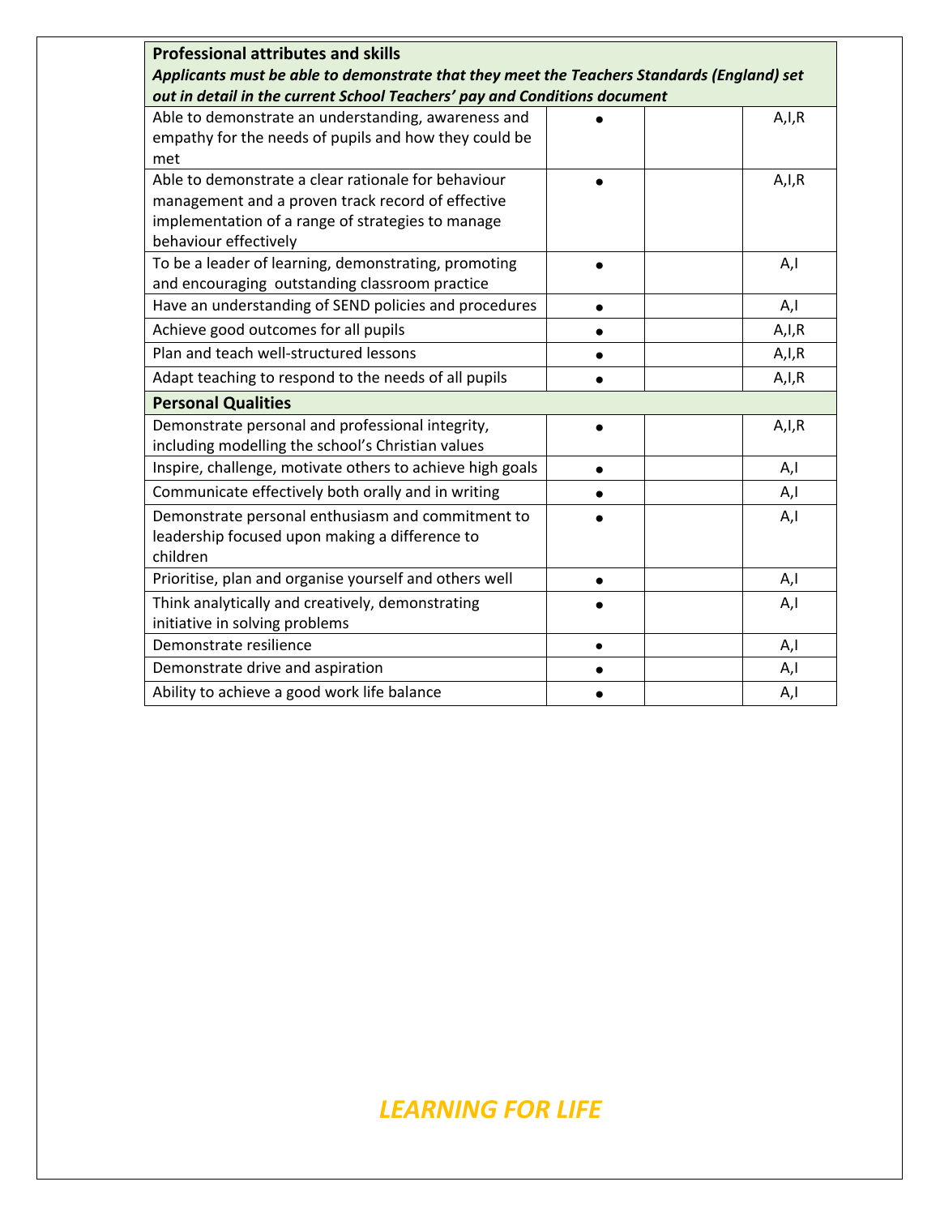| **Professional attributes and skills** *Applicants must be able to demonstrate that they meet the Teachers Standards (England) set out in detail in the current School Teachers' pay and Conditions document* | | | |
|---|---|---|---|
| Able to demonstrate an understanding, awareness and empathy for the needs of pupils and how they could be met | • | | A,I,R |
| Able to demonstrate a clear rationale for behaviour management and a proven track record of effective implementation of a range of strategies to manage behaviour effectively | • | | A,I,R |
| To be a leader of learning, demonstrating, promoting and encouraging outstanding classroom practice | • | | A,I |
| Have an understanding of SEND policies and procedures | • | | A,I |
| Achieve good outcomes for all pupils | • | | A,I,R |
| Plan and teach well-structured lessons | • | | A,I,R |
| Adapt teaching to respond to the needs of all pupils | • | | A,I,R |
| **Personal Qualities** | | | |
| Demonstrate personal and professional integrity, including modelling the school's Christian values | • | | A,I,R |
| Inspire, challenge, motivate others to achieve high goals | • | | A,I |
| Communicate effectively both orally and in writing | • | | A,I |
| Demonstrate personal enthusiasm and commitment to leadership focused upon making a difference to children | • | | A,I |
| Prioritise, plan and organise yourself and others well | • | | A,I |
| Think analytically and creatively, demonstrating initiative in solving problems | • | | A,I |
| Demonstrate resilience | • | | A,I |
| Demonstrate drive and aspiration | • | | A,I |
| Ability to achieve a good work life balance | • | | A,I |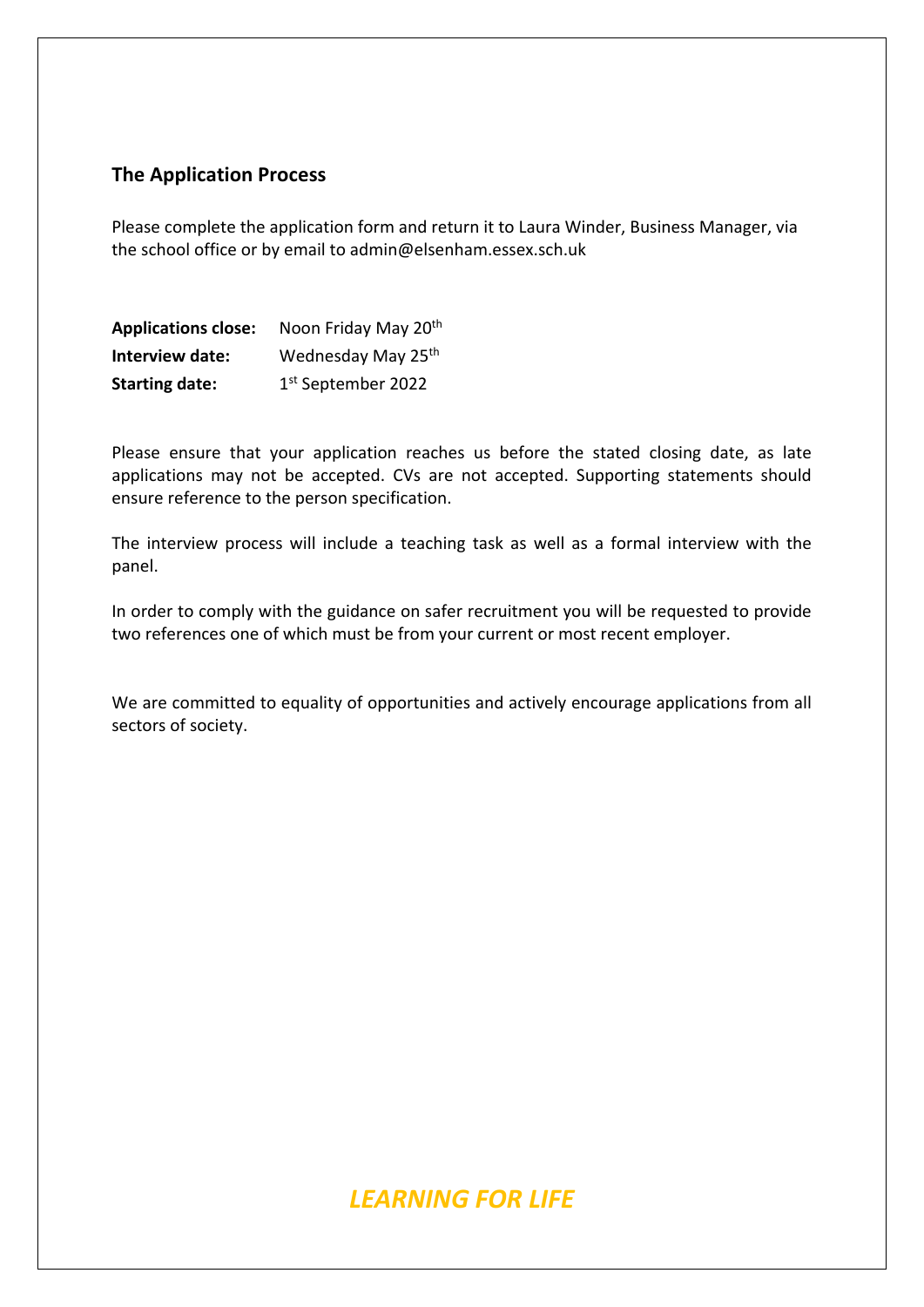## The Application Process

Please complete the application form and return it to Laura Winder, Business Manager, via the school office or by email to admin@elsenham.essex.sch.uk

| | |
|---|---|
| **Applications close:** | Noon Friday May 20th |
| **Interview date:** | Wednesday May 25th |
| **Starting date:** | 1st September 2022 |

Please ensure that your application reaches us before the stated closing date, as late applications may not be accepted. CVs are not accepted. Supporting statements should ensure reference to the person specification.

The interview process will include a teaching task as well as a formal interview with the panel.

In order to comply with the guidance on safer recruitment you will be requested to provide two references one of which must be from your current or most recent employer.

We are committed to equality of opportunities and actively encourage applications from all sectors of society.

***LEARNING FOR LIFE***